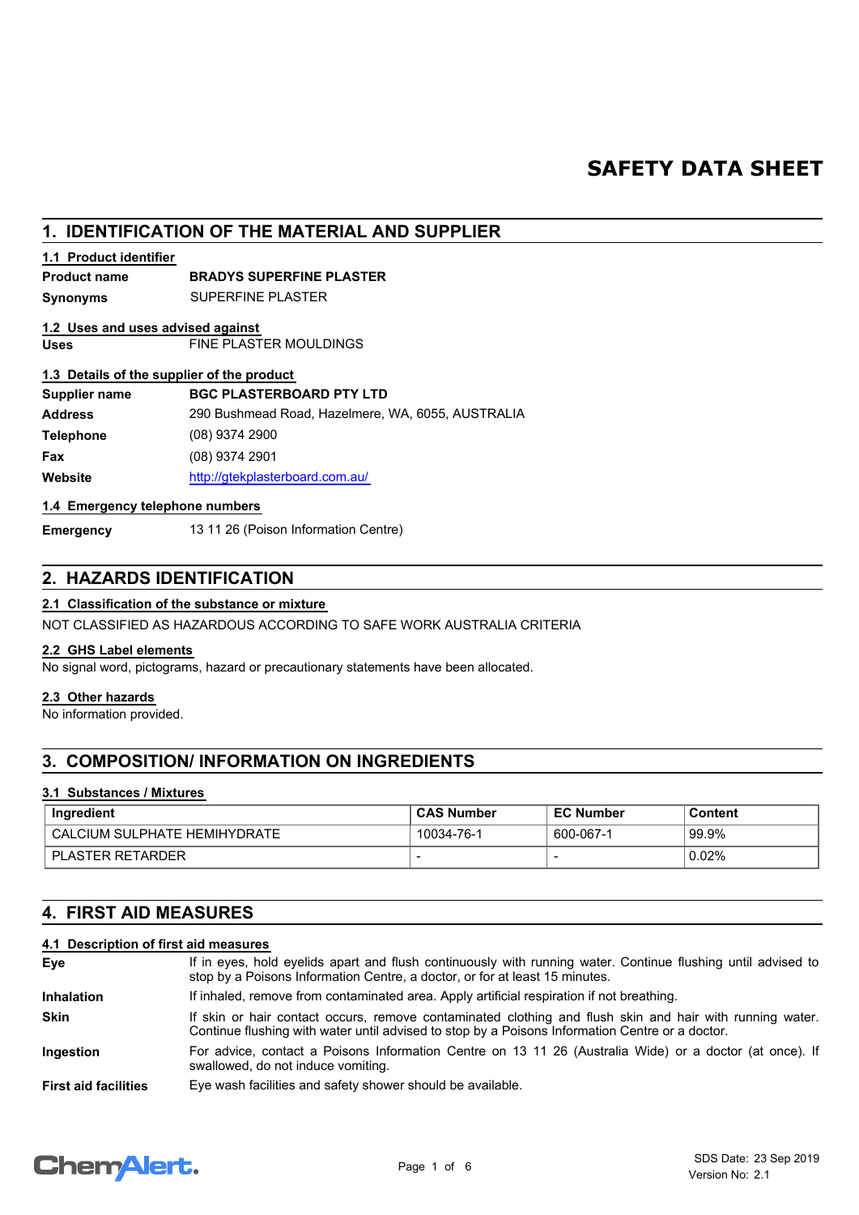# SAFETY DATA SHEET

## 1. IDENTIFICATION OF THE MATERIAL AND SUPPLIER

### 1.1 Product identifier

**Product name** **BRADYS SUPERFINE PLASTER**

**Synonyms** SUPERFINE PLASTER

### 1.2 Uses and uses advised against

**Uses** FINE PLASTER MOULDINGS

### 1.3 Details of the supplier of the product

**Supplier name** **BGC PLASTERBOARD PTY LTD**

**Address** 290 Bushmead Road, Hazelmere, WA, 6055, AUSTRALIA

**Telephone** (08) 9374 2900

**Fax** (08) 9374 2901

**Website** http://gtekplasterboard.com.au/

### 1.4 Emergency telephone numbers

**Emergency** 13 11 26 (Poison Information Centre)

## 2. HAZARDS IDENTIFICATION

### 2.1 Classification of the substance or mixture

NOT CLASSIFIED AS HAZARDOUS ACCORDING TO SAFE WORK AUSTRALIA CRITERIA

### 2.2 GHS Label elements

No signal word, pictograms, hazard or precautionary statements have been allocated.

### 2.3 Other hazards

No information provided.

## 3. COMPOSITION/ INFORMATION ON INGREDIENTS

### 3.1 Substances / Mixtures

| Ingredient | CAS Number | EC Number | Content |
|---|---|---|---|
| CALCIUM SULPHATE HEMIHYDRATE | 10034-76-1 | 600-067-1 | 99.9% |
| PLASTER RETARDER | - | - | 0.02% |

## 4. FIRST AID MEASURES

### 4.1 Description of first aid measures

**Eye** If in eyes, hold eyelids apart and flush continuously with running water. Continue flushing until advised to stop by a Poisons Information Centre, a doctor, or for at least 15 minutes.

**Inhalation** If inhaled, remove from contaminated area. Apply artificial respiration if not breathing.

**Skin** If skin or hair contact occurs, remove contaminated clothing and flush skin and hair with running water. Continue flushing with water until advised to stop by a Poisons Information Centre or a doctor.

**Ingestion** For advice, contact a Poisons Information Centre on 13 11 26 (Australia Wide) or a doctor (at once). If swallowed, do not induce vomiting.

**First aid facilities** Eye wash facilities and safety shower should be available.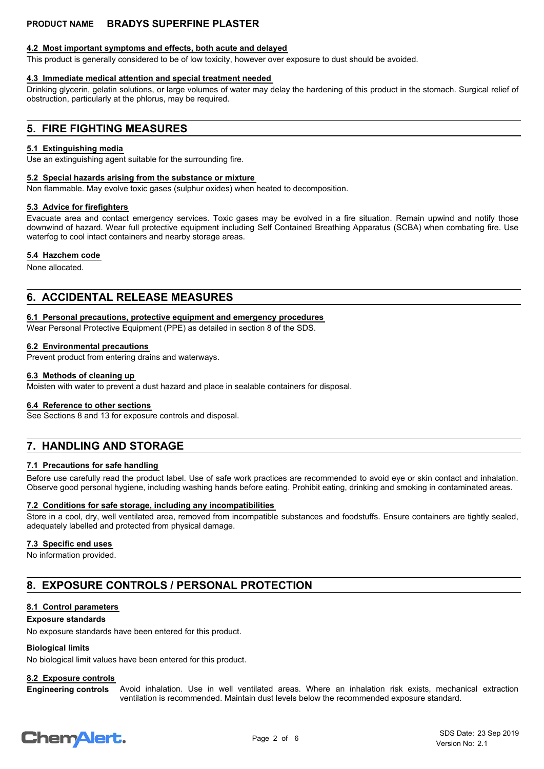#### 4.2 Most important symptoms and effects, both acute and delayed

This product is generally considered to be of low toxicity, however over exposure to dust should be avoided.

#### 4.3 Immediate medical attention and special treatment needed

Drinking glycerin, gelatin solutions, or large volumes of water may delay the hardening of this product in the stomach. Surgical relief of obstruction, particularly at the phlorus, may be required.

## 5. FIRE FIGHTING MEASURES

#### 5.1 Extinguishing media

Use an extinguishing agent suitable for the surrounding fire.

#### 5.2 Special hazards arising from the substance or mixture

Non flammable. May evolve toxic gases (sulphur oxides) when heated to decomposition.

#### 5.3 Advice for firefighters

Evacuate area and contact emergency services. Toxic gases may be evolved in a fire situation. Remain upwind and notify those downwind of hazard. Wear full protective equipment including Self Contained Breathing Apparatus (SCBA) when combating fire. Use waterfog to cool intact containers and nearby storage areas.

#### 5.4 Hazchem code

None allocated.

## 6. ACCIDENTAL RELEASE MEASURES

#### 6.1 Personal precautions, protective equipment and emergency procedures

Wear Personal Protective Equipment (PPE) as detailed in section 8 of the SDS.

#### 6.2 Environmental precautions

Prevent product from entering drains and waterways.

#### 6.3 Methods of cleaning up

Moisten with water to prevent a dust hazard and place in sealable containers for disposal.

#### 6.4 Reference to other sections

See Sections 8 and 13 for exposure controls and disposal.

## 7. HANDLING AND STORAGE

#### 7.1 Precautions for safe handling

Before use carefully read the product label. Use of safe work practices are recommended to avoid eye or skin contact and inhalation. Observe good personal hygiene, including washing hands before eating. Prohibit eating, drinking and smoking in contaminated areas.

#### 7.2 Conditions for safe storage, including any incompatibilities

Store in a cool, dry, well ventilated area, removed from incompatible substances and foodstuffs. Ensure containers are tightly sealed, adequately labelled and protected from physical damage.

#### 7.3 Specific end uses

No information provided.

## 8. EXPOSURE CONTROLS / PERSONAL PROTECTION

#### 8.1 Control parameters

**Exposure standards**

No exposure standards have been entered for this product.

**Biological limits**

No biological limit values have been entered for this product.

#### 8.2 Exposure controls

**Engineering controls** Avoid inhalation. Use in well ventilated areas. Where an inhalation risk exists, mechanical extraction ventilation is recommended. Maintain dust levels below the recommended exposure standard.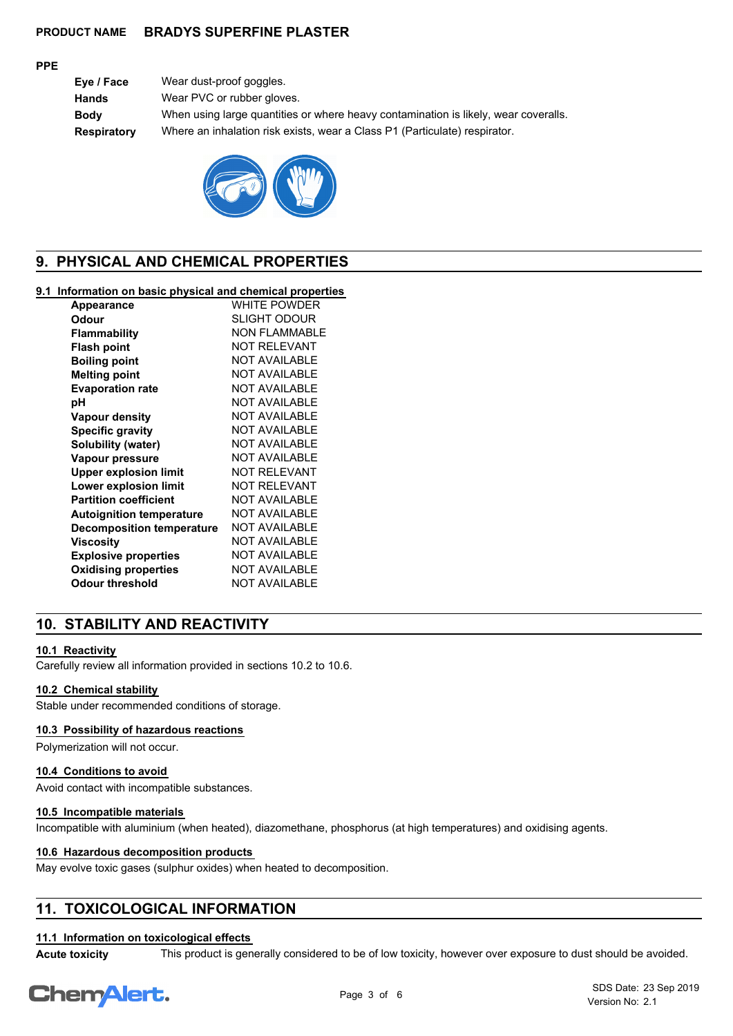**PRODUCT NAME** **BRADYS SUPERFINE PLASTER**

**PPE**

| | |
|---|---|
| **Eye / Face** | Wear dust-proof goggles. |
| **Hands** | Wear PVC or rubber gloves. |
| **Body** | When using large quantities or where heavy contamination is likely, wear coveralls. |
| **Respiratory** | Where an inhalation risk exists, wear a Class P1 (Particulate) respirator. |

## 9. PHYSICAL AND CHEMICAL PROPERTIES

### 9.1 Information on basic physical and chemical properties

| | |
|---|---|
| **Appearance** | WHITE POWDER |
| **Odour** | SLIGHT ODOUR |
| **Flammability** | NON FLAMMABLE |
| **Flash point** | NOT RELEVANT |
| **Boiling point** | NOT AVAILABLE |
| **Melting point** | NOT AVAILABLE |
| **Evaporation rate** | NOT AVAILABLE |
| **pH** | NOT AVAILABLE |
| **Vapour density** | NOT AVAILABLE |
| **Specific gravity** | NOT AVAILABLE |
| **Solubility (water)** | NOT AVAILABLE |
| **Vapour pressure** | NOT AVAILABLE |
| **Upper explosion limit** | NOT RELEVANT |
| **Lower explosion limit** | NOT RELEVANT |
| **Partition coefficient** | NOT AVAILABLE |
| **Autoignition temperature** | NOT AVAILABLE |
| **Decomposition temperature** | NOT AVAILABLE |
| **Viscosity** | NOT AVAILABLE |
| **Explosive properties** | NOT AVAILABLE |
| **Oxidising properties** | NOT AVAILABLE |
| **Odour threshold** | NOT AVAILABLE |

## 10. STABILITY AND REACTIVITY

### 10.1 Reactivity

Carefully review all information provided in sections 10.2 to 10.6.

### 10.2 Chemical stability

Stable under recommended conditions of storage.

### 10.3 Possibility of hazardous reactions

Polymerization will not occur.

### 10.4 Conditions to avoid

Avoid contact with incompatible substances.

### 10.5 Incompatible materials

Incompatible with aluminium (when heated), diazomethane, phosphorus (at high temperatures) and oxidising agents.

### 10.6 Hazardous decomposition products

May evolve toxic gases (sulphur oxides) when heated to decomposition.

## 11. TOXICOLOGICAL INFORMATION

### 11.1 Information on toxicological effects

**Acute toxicity** This product is generally considered to be of low toxicity, however over exposure to dust should be avoided.

SDS Date: 23 Sep 2019
Version No: 2.1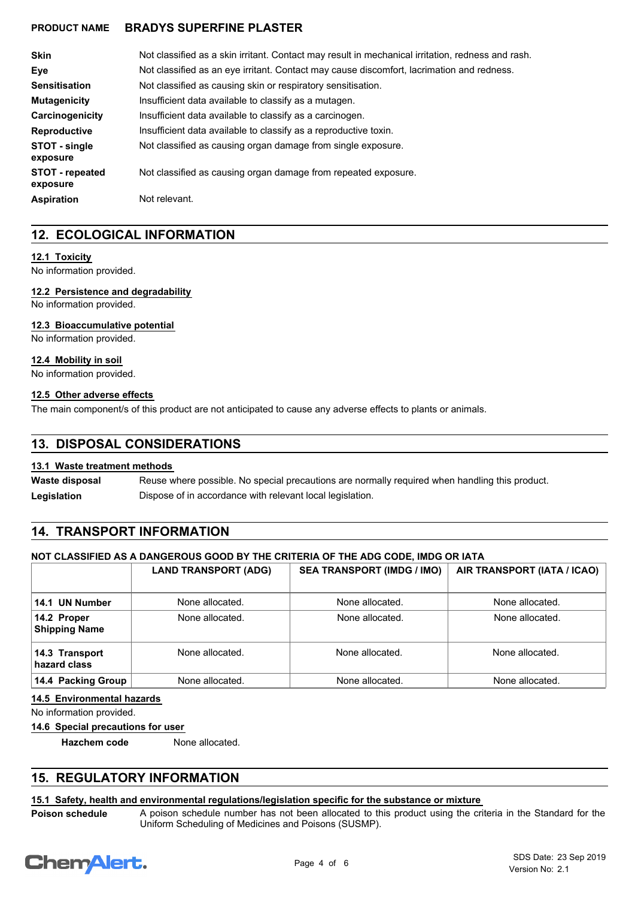| | |
|---|---|
| **Skin** | Not classified as a skin irritant. Contact may result in mechanical irritation, redness and rash. |
| **Eye** | Not classified as an eye irritant. Contact may cause discomfort, lacrimation and redness. |
| **Sensitisation** | Not classified as causing skin or respiratory sensitisation. |
| **Mutagenicity** | Insufficient data available to classify as a mutagen. |
| **Carcinogenicity** | Insufficient data available to classify as a carcinogen. |
| **Reproductive** | Insufficient data available to classify as a reproductive toxin. |
| **STOT - single exposure** | Not classified as causing organ damage from single exposure. |
| **STOT - repeated exposure** | Not classified as causing organ damage from repeated exposure. |
| **Aspiration** | Not relevant. |

## 12. ECOLOGICAL INFORMATION

### 12.1 Toxicity

No information provided.

### 12.2 Persistence and degradability

No information provided.

### 12.3 Bioaccumulative potential

No information provided.

### 12.4 Mobility in soil

No information provided.

### 12.5 Other adverse effects

The main component/s of this product are not anticipated to cause any adverse effects to plants or animals.

## 13. DISPOSAL CONSIDERATIONS

### 13.1 Waste treatment methods

| | |
|---|---|
| **Waste disposal** | Reuse where possible. No special precautions are normally required when handling this product. |
| **Legislation** | Dispose of in accordance with relevant local legislation. |

## 14. TRANSPORT INFORMATION

**NOT CLASSIFIED AS A DANGEROUS GOOD BY THE CRITERIA OF THE ADG CODE, IMDG OR IATA**

| | LAND TRANSPORT (ADG) | SEA TRANSPORT (IMDG / IMO) | AIR TRANSPORT (IATA / ICAO) |
|---|---|---|---|
| **14.1 UN Number** | None allocated. | None allocated. | None allocated. |
| **14.2 Proper Shipping Name** | None allocated. | None allocated. | None allocated. |
| **14.3 Transport hazard class** | None allocated. | None allocated. | None allocated. |
| **14.4 Packing Group** | None allocated. | None allocated. | None allocated. |

### 14.5 Environmental hazards

No information provided.

### 14.6 Special precautions for user

**Hazchem code** None allocated.

## 15. REGULATORY INFORMATION

### 15.1 Safety, health and environmental regulations/legislation specific for the substance or mixture

| | |
|---|---|
| **Poison schedule** | A poison schedule number has not been allocated to this product using the criteria in the Standard for the Uniform Scheduling of Medicines and Poisons (SUSMP). |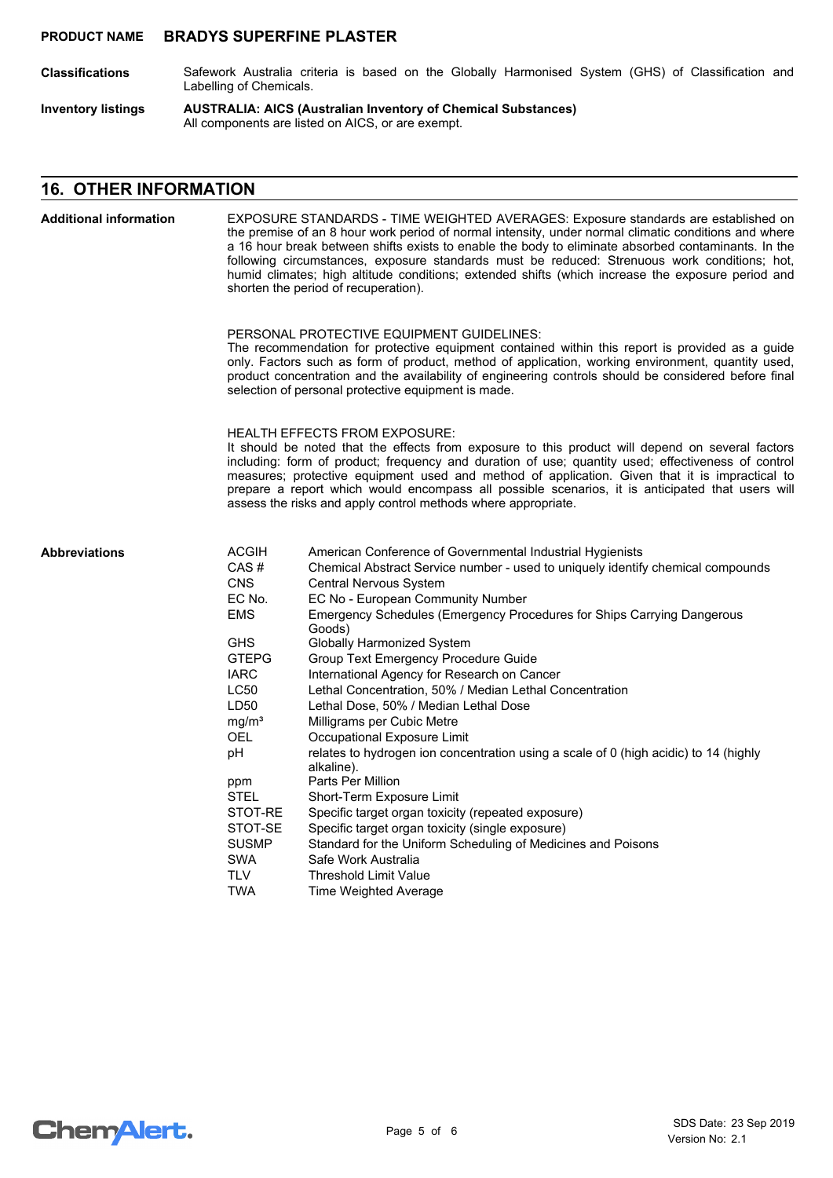**PRODUCT NAME** **BRADYS SUPERFINE PLASTER**

**Classifications** Safework Australia criteria is based on the Globally Harmonised System (GHS) of Classification and Labelling of Chemicals.

**Inventory listings** **AUSTRALIA: AICS (Australian Inventory of Chemical Substances)**
All components are listed on AICS, or are exempt.

## 16. OTHER INFORMATION

**Additional information**

EXPOSURE STANDARDS - TIME WEIGHTED AVERAGES: Exposure standards are established on the premise of an 8 hour work period of normal intensity, under normal climatic conditions and where a 16 hour break between shifts exists to enable the body to eliminate absorbed contaminants. In the following circumstances, exposure standards must be reduced: Strenuous work conditions; hot, humid climates; high altitude conditions; extended shifts (which increase the exposure period and shorten the period of recuperation).

PERSONAL PROTECTIVE EQUIPMENT GUIDELINES:
The recommendation for protective equipment contained within this report is provided as a guide only. Factors such as form of product, method of application, working environment, quantity used, product concentration and the availability of engineering controls should be considered before final selection of personal protective equipment is made.

HEALTH EFFECTS FROM EXPOSURE:
It should be noted that the effects from exposure to this product will depend on several factors including: form of product; frequency and duration of use; quantity used; effectiveness of control measures; protective equipment used and method of application. Given that it is impractical to prepare a report which would encompass all possible scenarios, it is anticipated that users will assess the risks and apply control methods where appropriate.

**Abbreviations**

| Abbreviation | Meaning |
|---|---|
| ACGIH | American Conference of Governmental Industrial Hygienists |
| CAS # | Chemical Abstract Service number - used to uniquely identify chemical compounds |
| CNS | Central Nervous System |
| EC No. | EC No - European Community Number |
| EMS | Emergency Schedules (Emergency Procedures for Ships Carrying Dangerous Goods) |
| GHS | Globally Harmonized System |
| GTEPG | Group Text Emergency Procedure Guide |
| IARC | International Agency for Research on Cancer |
| LC50 | Lethal Concentration, 50% / Median Lethal Concentration |
| LD50 | Lethal Dose, 50% / Median Lethal Dose |
| $mg/m^3$ | Milligrams per Cubic Metre |
| OEL | Occupational Exposure Limit |
| pH | relates to hydrogen ion concentration using a scale of 0 (high acidic) to 14 (highly alkaline). |
| ppm | Parts Per Million |
| STEL | Short-Term Exposure Limit |
| STOT-RE | Specific target organ toxicity (repeated exposure) |
| STOT-SE | Specific target organ toxicity (single exposure) |
| SUSMP | Standard for the Uniform Scheduling of Medicines and Poisons |
| SWA | Safe Work Australia |
| TLV | Threshold Limit Value |
| TWA | Time Weighted Average |

SDS Date: 23 Sep 2019
Version No: 2.1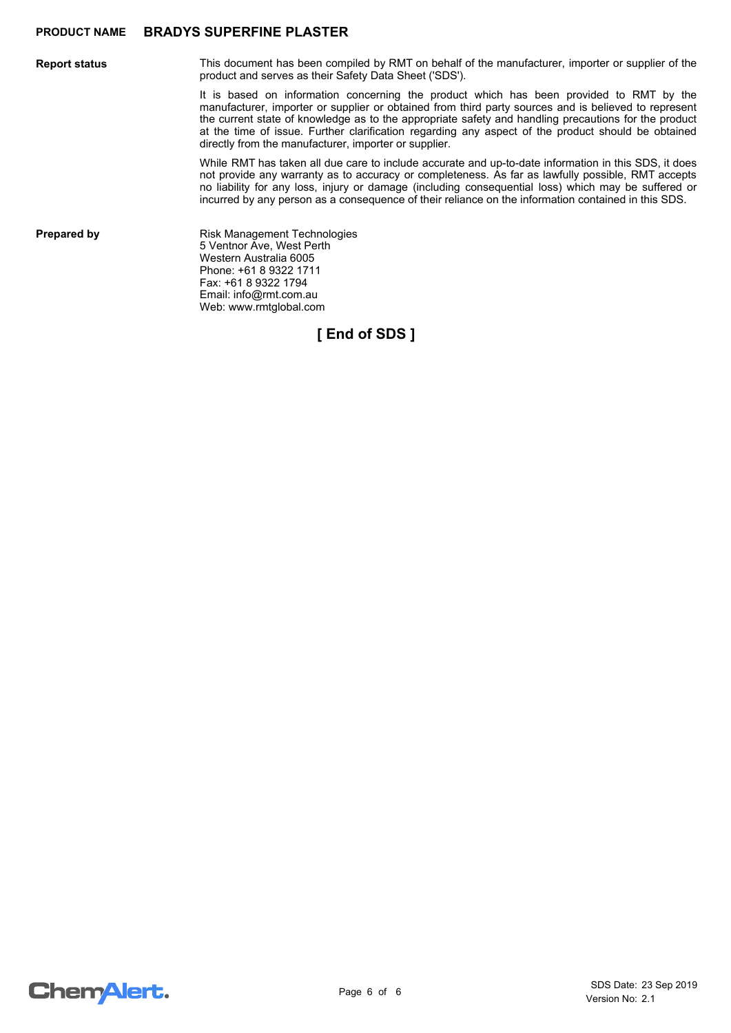**Report status**

This document has been compiled by RMT on behalf of the manufacturer, importer or supplier of the product and serves as their Safety Data Sheet ('SDS').

It is based on information concerning the product which has been provided to RMT by the manufacturer, importer or supplier or obtained from third party sources and is believed to represent the current state of knowledge as to the appropriate safety and handling precautions for the product at the time of issue. Further clarification regarding any aspect of the product should be obtained directly from the manufacturer, importer or supplier.

While RMT has taken all due care to include accurate and up-to-date information in this SDS, it does not provide any warranty as to accuracy or completeness. As far as lawfully possible, RMT accepts no liability for any loss, injury or damage (including consequential loss) which may be suffered or incurred by any person as a consequence of their reliance on the information contained in this SDS.

**Prepared by**

Risk Management Technologies
5 Ventnor Ave, West Perth
Western Australia 6005
Phone: +61 8 9322 1711
Fax: +61 8 9322 1794
Email: info@rmt.com.au
Web: www.rmtglobal.com

**[ End of SDS ]**